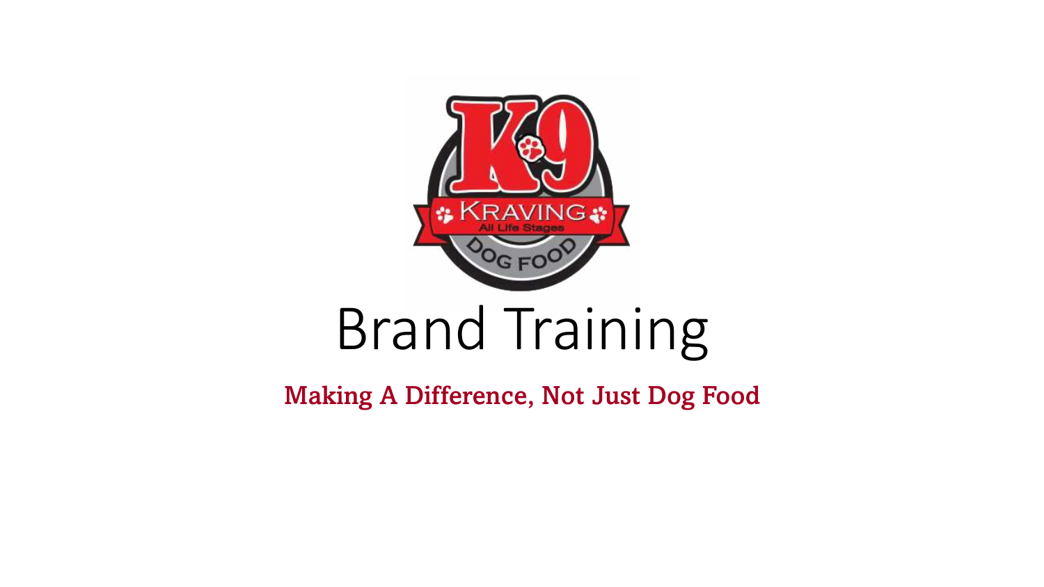# Brand Training

**Making A Difference, Not Just Dog Food**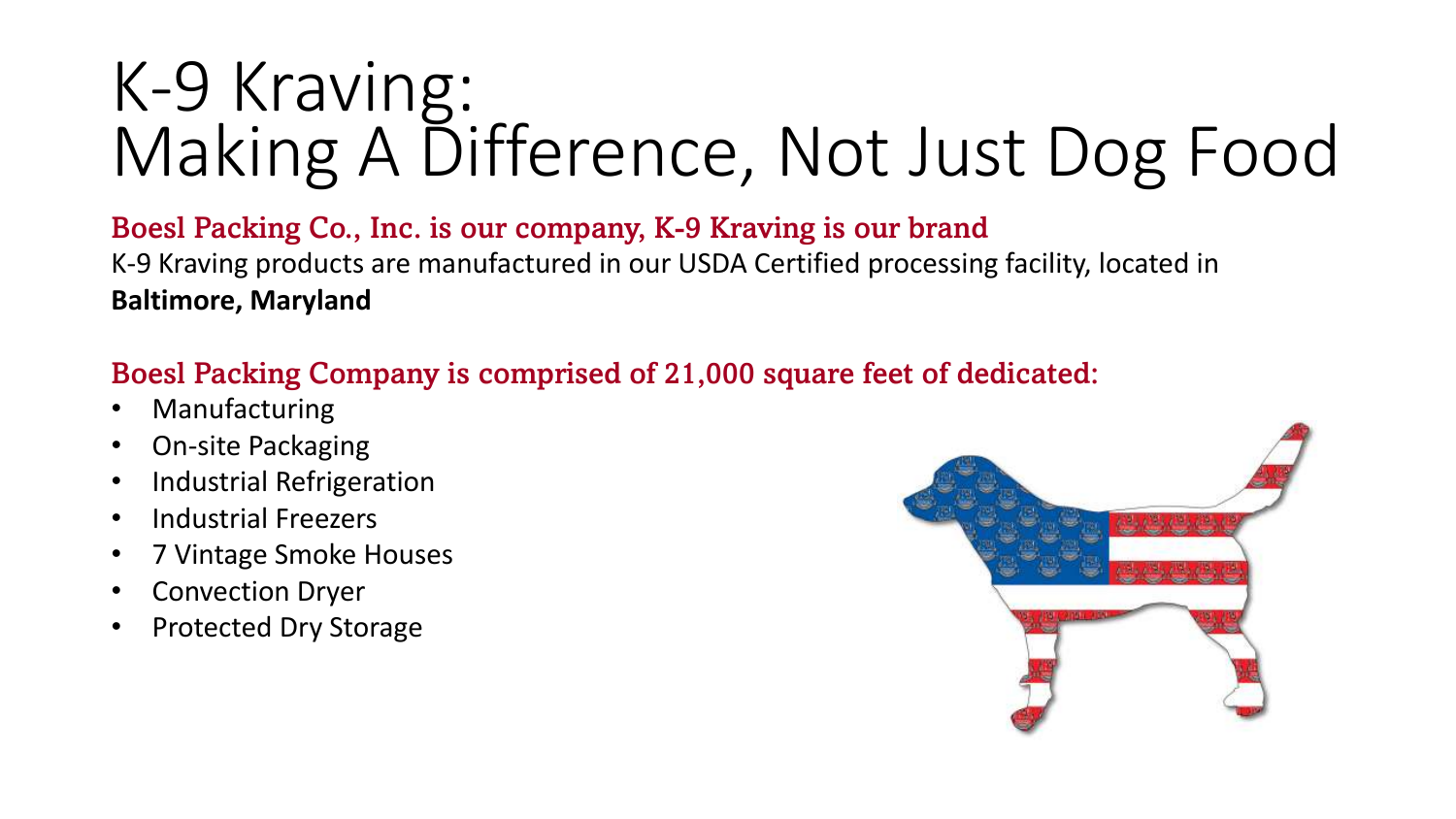# K-9 Kraving:
# Making A Difference, Not Just Dog Food

**Boesl Packing Co., Inc. is our company, K-9 Kraving is our brand**

K-9 Kraving products are manufactured in our USDA Certified processing facility, located in **Baltimore, Maryland**

**Boesl Packing Company is comprised of 21,000 square feet of dedicated:**

- Manufacturing
- On-site Packaging
- Industrial Refrigeration
- Industrial Freezers
- 7 Vintage Smoke Houses
- Convection Dryer
- Protected Dry Storage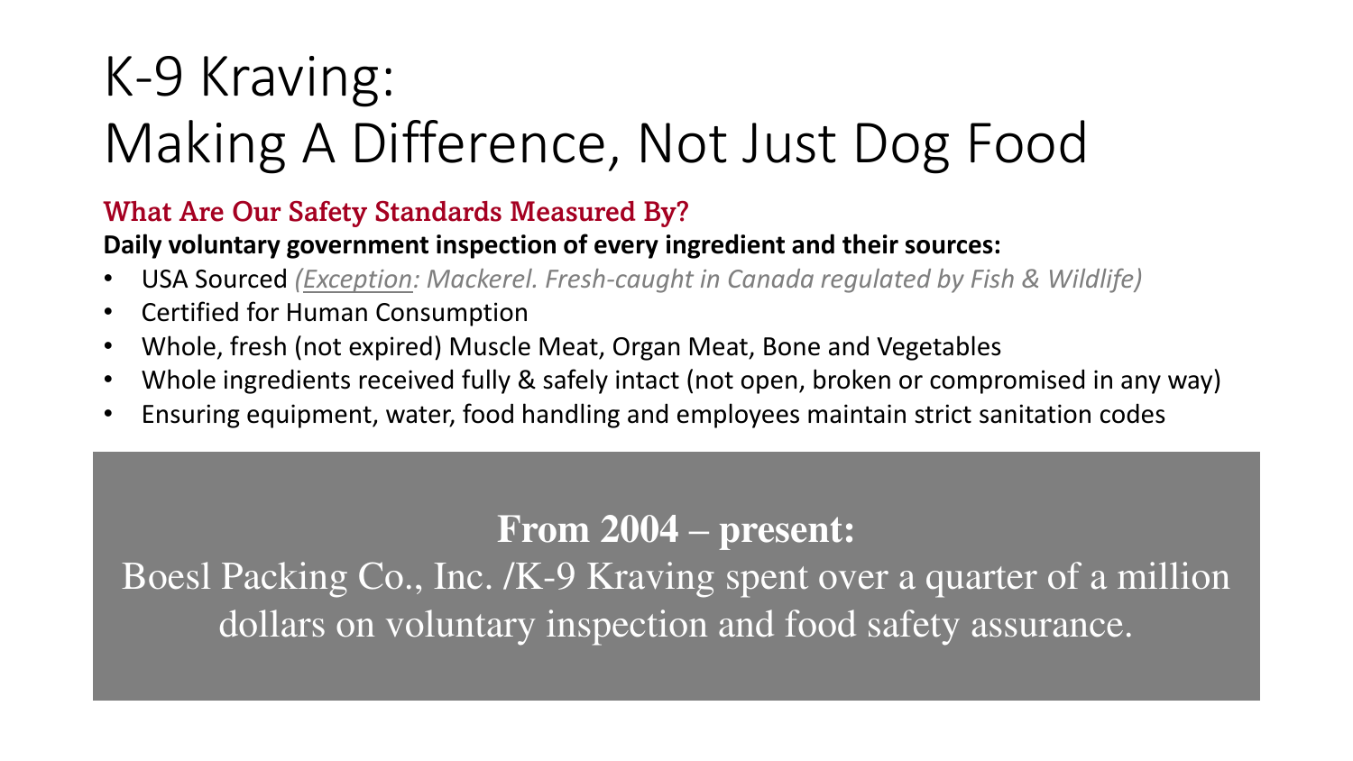# K-9 Kraving: Making A Difference, Not Just Dog Food

## What Are Our Safety Standards Measured By?

**Daily voluntary government inspection of every ingredient and their sources:**

- USA Sourced *(Exception: Mackerel. Fresh-caught in Canada regulated by Fish & Wildlife)*
- Certified for Human Consumption
- Whole, fresh (not expired) Muscle Meat, Organ Meat, Bone and Vegetables
- Whole ingredients received fully & safely intact (not open, broken or compromised in any way)
- Ensuring equipment, water, food handling and employees maintain strict sanitation codes

**From 2004 – present:**

Boesl Packing Co., Inc. /K-9 Kraving spent over a quarter of a million dollars on voluntary inspection and food safety assurance.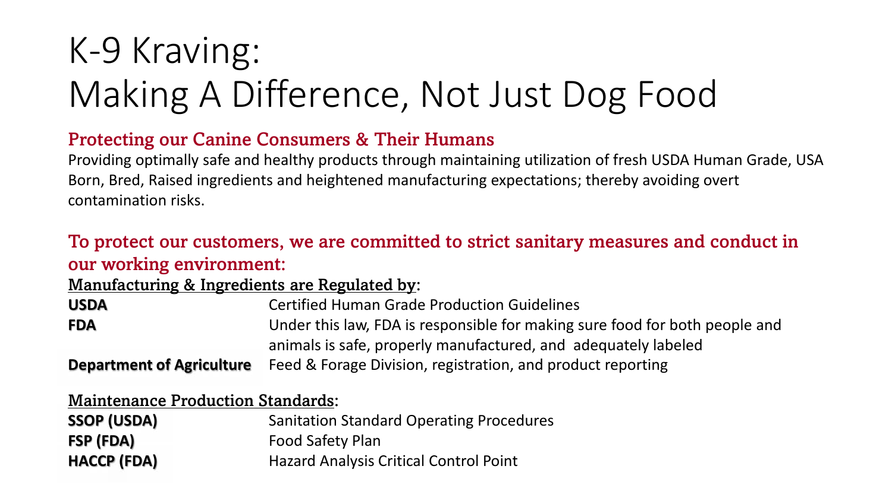# K-9 Kraving: Making A Difference, Not Just Dog Food

## Protecting our Canine Consumers & Their Humans

Providing optimally safe and healthy products through maintaining utilization of fresh USDA Human Grade, USA Born, Bred, Raised ingredients and heightened manufacturing expectations; thereby avoiding overt contamination risks.

## To protect our customers, we are committed to strict sanitary measures and conduct in our working environment:

Manufacturing & Ingredients are Regulated by:

| | |
|---|---|
| **USDA** | Certified Human Grade Production Guidelines |
| **FDA** | Under this law, FDA is responsible for making sure food for both people and animals is safe, properly manufactured, and adequately labeled |
| **Department of Agriculture** | Feed & Forage Division, registration, and product reporting |

Maintenance Production Standards:

| | |
|---|---|
| **SSOP (USDA)** | Sanitation Standard Operating Procedures |
| **FSP (FDA)** | Food Safety Plan |
| **HACCP (FDA)** | Hazard Analysis Critical Control Point |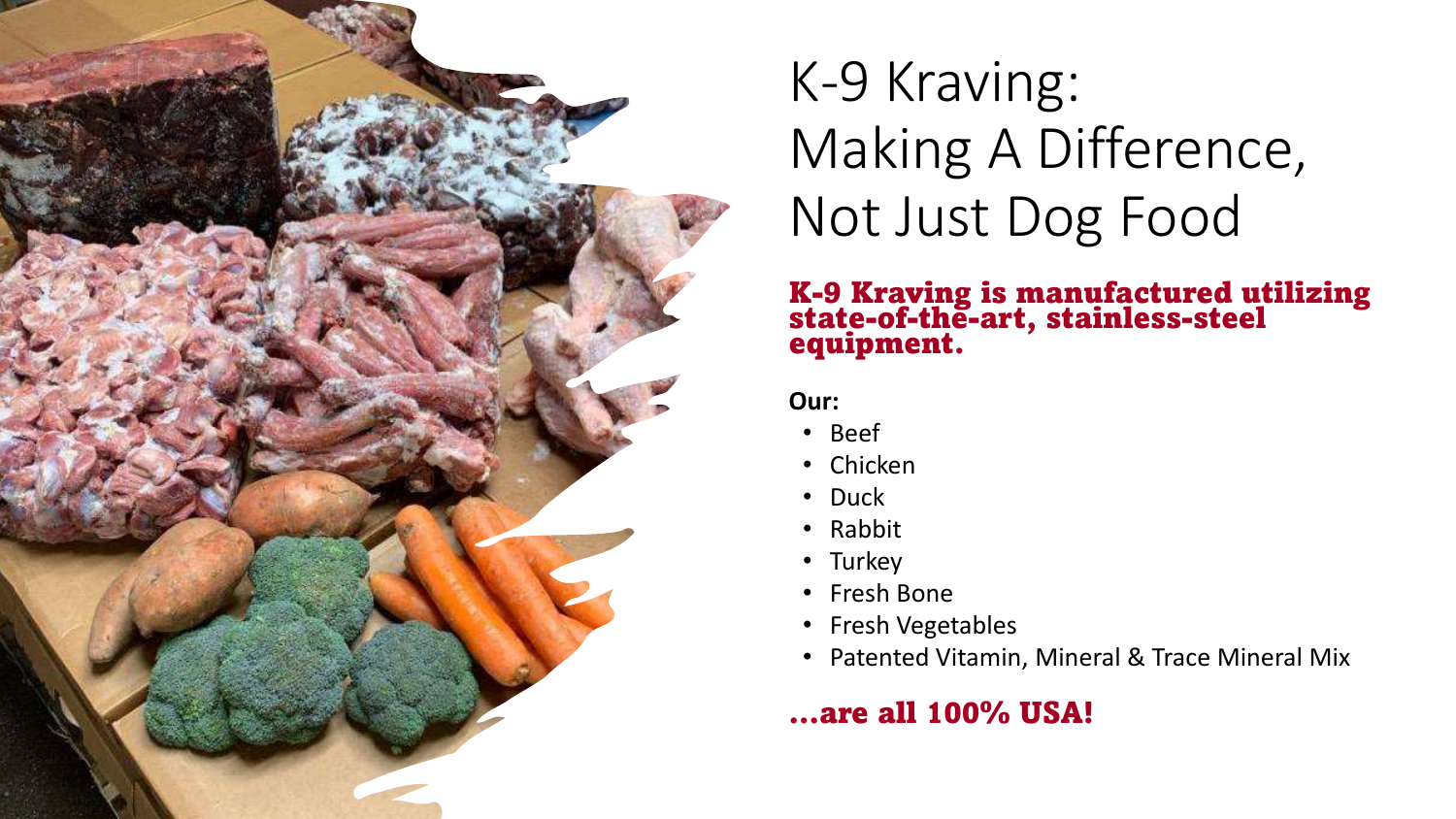# K-9 Kraving: Making A Difference, Not Just Dog Food

**K-9 Kraving is manufactured utilizing state-of-the-art, stainless-steel equipment.**

**Our:**

- Beef
- Chicken
- Duck
- Rabbit
- Turkey
- Fresh Bone
- Fresh Vegetables
- Patented Vitamin, Mineral & Trace Mineral Mix

**...are all 100% USA!**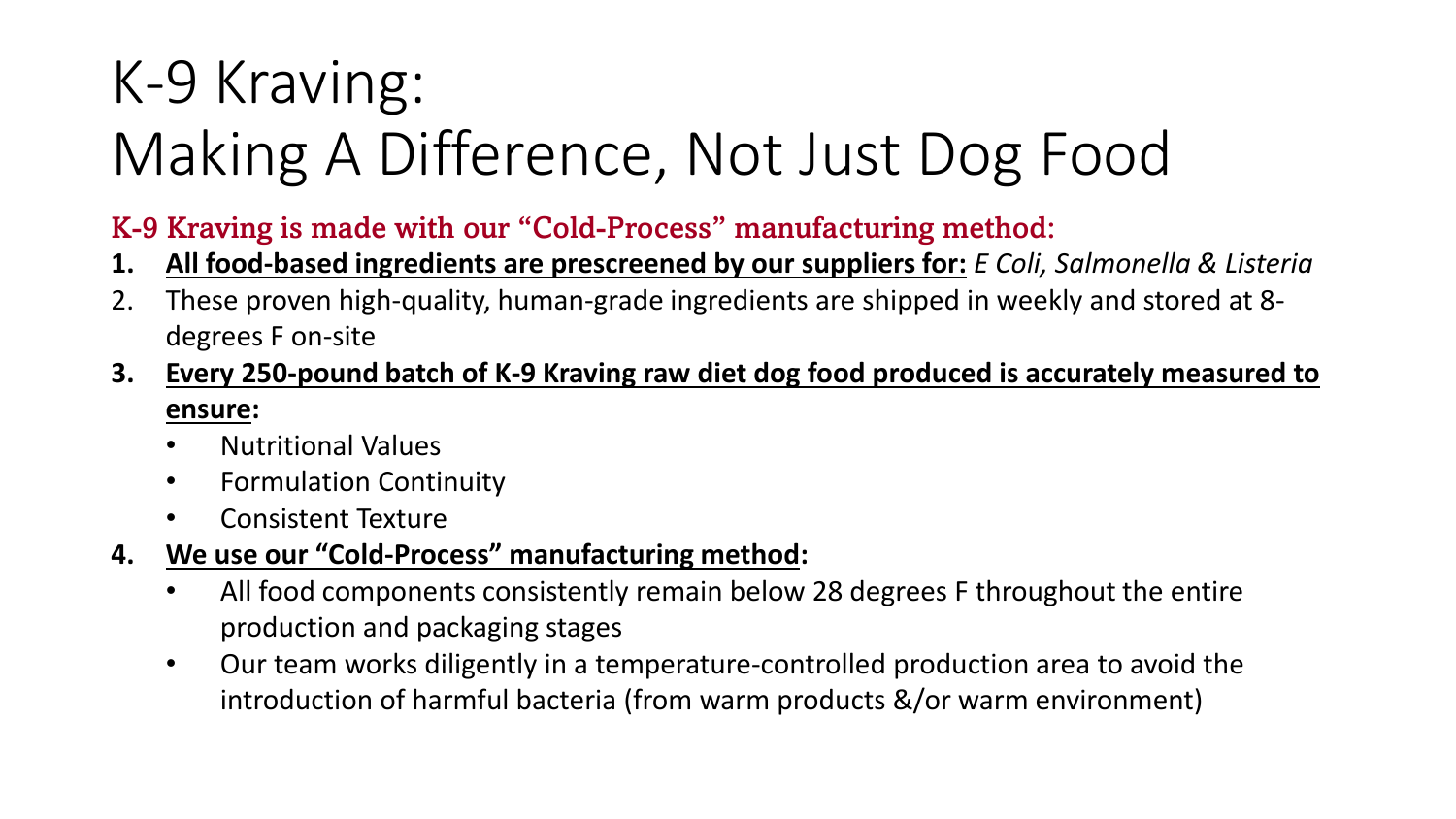# K-9 Kraving:
# Making A Difference, Not Just Dog Food

**K-9 Kraving is made with our "Cold-Process" manufacturing method:**

1. **<u>All food-based ingredients are prescreened by our suppliers for:</u>** *E Coli, Salmonella & Listeria*
2. These proven high-quality, human-grade ingredients are shipped in weekly and stored at 8-degrees F on-site
3. **<u>Every 250-pound batch of K-9 Kraving raw diet dog food produced is accurately measured to ensure</u>:**
   - Nutritional Values
   - Formulation Continuity
   - Consistent Texture
4. **<u>We use our "Cold-Process" manufacturing method</u>:**
   - All food components consistently remain below 28 degrees F throughout the entire production and packaging stages
   - Our team works diligently in a temperature-controlled production area to avoid the introduction of harmful bacteria (from warm products &/or warm environment)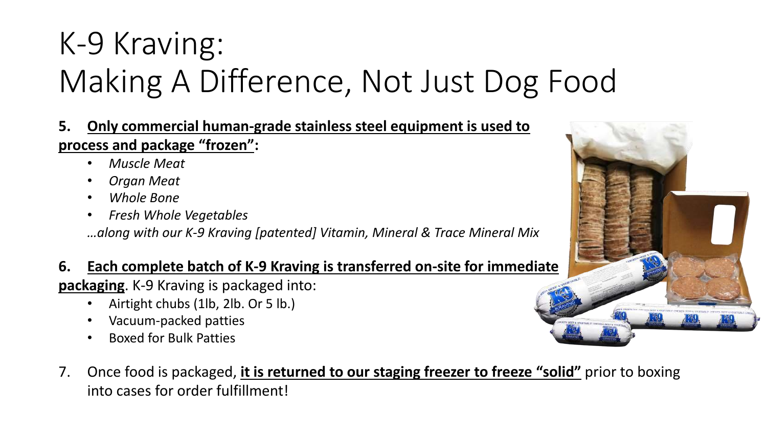# K-9 Kraving: Making A Difference, Not Just Dog Food

5. **Only commercial human-grade stainless steel equipment is used to process and package “frozen”:**
    - *Muscle Meat*
    - *Organ Meat*
    - *Whole Bone*
    - *Fresh Whole Vegetables*

   *…along with our K-9 Kraving [patented] Vitamin, Mineral & Trace Mineral Mix*

6. **Each complete batch of K-9 Kraving is transferred on-site for immediate packaging**. K-9 Kraving is packaged into:
    - Airtight chubs (1lb, 2lb. Or 5 lb.)
    - Vacuum-packed patties
    - Boxed for Bulk Patties

7. Once food is packaged, **it is returned to our staging freezer to freeze “solid”** prior to boxing into cases for order fulfillment!